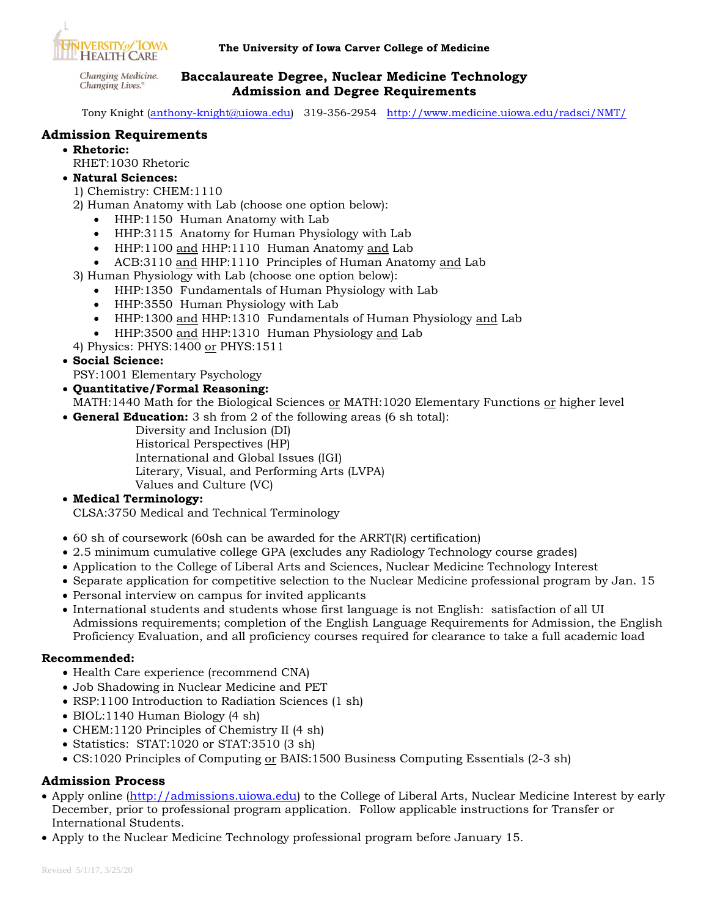The University of Iowa Carver College of Medicine

*Changing Medicine. Changing Lives.®*

# Baccalaureate Degree, Nuclear Medicine Technology Admission and Degree Requirements

Tony Knight (anthony-knight@uiowa.edu) 319-356-2954 http://www.medicine.uiowa.edu/radsci/NMT/

## Admission Requirements

- **Rhetoric:**
  RHET:1030 Rhetoric
- **Natural Sciences:**
  1) Chemistry: CHEM:1110
  2) Human Anatomy with Lab (choose one option below):
    - HHP:1150 Human Anatomy with Lab
    - HHP:3115 Anatomy for Human Physiology with Lab
    - HHP:1100 and HHP:1110 Human Anatomy and Lab
    - ACB:3110 and HHP:1110 Principles of Human Anatomy and Lab

  3) Human Physiology with Lab (choose one option below):
    - HHP:1350 Fundamentals of Human Physiology with Lab
    - HHP:3550 Human Physiology with Lab
    - HHP:1300 and HHP:1310 Fundamentals of Human Physiology and Lab
    - HHP:3500 and HHP:1310 Human Physiology and Lab

  4) Physics: PHYS:1400 or PHYS:1511
- **Social Science:**
  PSY:1001 Elementary Psychology
- **Quantitative/Formal Reasoning:**
  MATH:1440 Math for the Biological Sciences or MATH:1020 Elementary Functions or higher level
- **General Education:** 3 sh from 2 of the following areas (6 sh total):
  Diversity and Inclusion (DI)
  Historical Perspectives (HP)
  International and Global Issues (IGI)
  Literary, Visual, and Performing Arts (LVPA)
  Values and Culture (VC)
- **Medical Terminology:**
  CLSA:3750 Medical and Technical Terminology

- 60 sh of coursework (60sh can be awarded for the ARRT(R) certification)
- 2.5 minimum cumulative college GPA (excludes any Radiology Technology course grades)
- Application to the College of Liberal Arts and Sciences, Nuclear Medicine Technology Interest
- Separate application for competitive selection to the Nuclear Medicine professional program by Jan. 15
- Personal interview on campus for invited applicants
- International students and students whose first language is not English: satisfaction of all UI Admissions requirements; completion of the English Language Requirements for Admission, the English Proficiency Evaluation, and all proficiency courses required for clearance to take a full academic load

### Recommended:

- Health Care experience (recommend CNA)
- Job Shadowing in Nuclear Medicine and PET
- RSP:1100 Introduction to Radiation Sciences (1 sh)
- BIOL:1140 Human Biology (4 sh)
- CHEM:1120 Principles of Chemistry II (4 sh)
- Statistics: STAT:1020 or STAT:3510 (3 sh)
- CS:1020 Principles of Computing or BAIS:1500 Business Computing Essentials (2-3 sh)

## Admission Process

- Apply online (http://admissions.uiowa.edu) to the College of Liberal Arts, Nuclear Medicine Interest by early December, prior to professional program application. Follow applicable instructions for Transfer or International Students.
- Apply to the Nuclear Medicine Technology professional program before January 15.

Revised 5/1/17, 3/25/20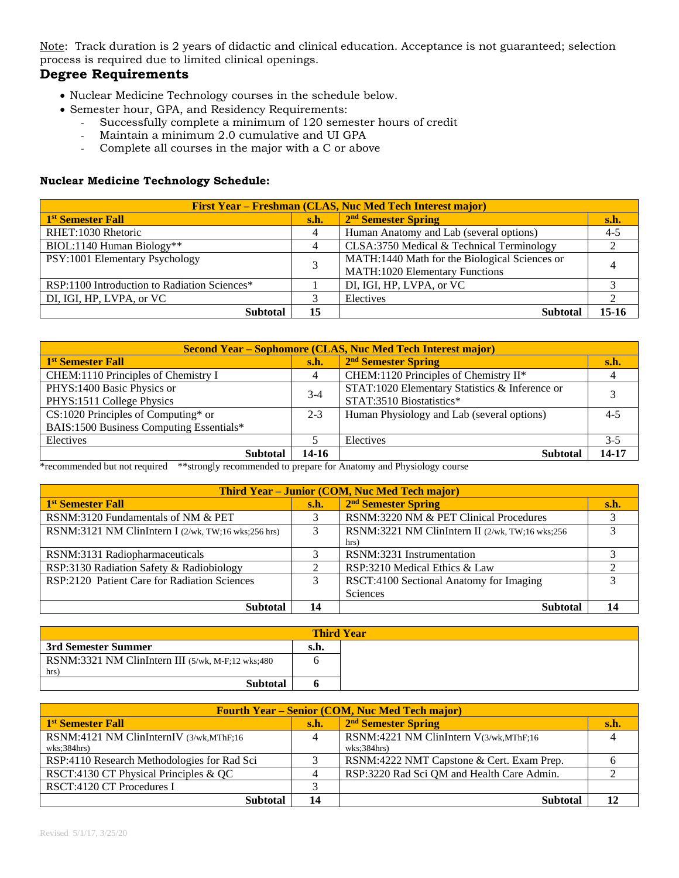Note: Track duration is 2 years of didactic and clinical education. Acceptance is not guaranteed; selection process is required due to limited clinical openings.

## Degree Requirements

- Nuclear Medicine Technology courses in the schedule below.
- Semester hour, GPA, and Residency Requirements:
  - Successfully complete a minimum of 120 semester hours of credit
  - Maintain a minimum 2.0 cumulative and UI GPA
  - Complete all courses in the major with a C or above

**Nuclear Medicine Technology Schedule:**

| First Year – Freshman (CLAS, Nuc Med Tech Interest major) | | | |
|---|---|---|---|
| **1st Semester Fall** | **s.h.** | **2nd Semester Spring** | **s.h.** |
| RHET:1030 Rhetoric | 4 | Human Anatomy and Lab (several options) | 4-5 |
| BIOL:1140 Human Biology** | 4 | CLSA:3750 Medical & Technical Terminology | 2 |
| PSY:1001 Elementary Psychology | 3 | MATH:1440 Math for the Biological Sciences or MATH:1020 Elementary Functions | 4 |
| RSP:1100 Introduction to Radiation Sciences* | 1 | DI, IGI, HP, LVPA, or VC | 3 |
| DI, IGI, HP, LVPA, or VC | 3 | Electives | 2 |
| **Subtotal** | **15** | **Subtotal** | **15-16** |

| Second Year – Sophomore (CLAS, Nuc Med Tech Interest major) | | | |
|---|---|---|---|
| **1st Semester Fall** | **s.h.** | **2nd Semester Spring** | **s.h.** |
| CHEM:1110 Principles of Chemistry I | 4 | CHEM:1120 Principles of Chemistry II* | 4 |
| PHYS:1400 Basic Physics or PHYS:1511 College Physics | 3-4 | STAT:1020 Elementary Statistics & Inference or STAT:3510 Biostatistics* | 3 |
| CS:1020 Principles of Computing* or BAIS:1500 Business Computing Essentials* | 2-3 | Human Physiology and Lab (several options) | 4-5 |
| Electives | 5 | Electives | 3-5 |
| **Subtotal** | **14-16** | **Subtotal** | **14-17** |

*recommended but not required **strongly recommended to prepare for Anatomy and Physiology course

| Third Year – Junior (COM, Nuc Med Tech major) | | | |
|---|---|---|---|
| **1st Semester Fall** | **s.h.** | **2nd Semester Spring** | **s.h.** |
| RSNM:3120 Fundamentals of NM & PET | 3 | RSNM:3220 NM & PET Clinical Procedures | 3 |
| RSNM:3121 NM ClinIntern I (2/wk, TW;16 wks;256 hrs) | 3 | RSNM:3221 NM ClinIntern II (2/wk, TW;16 wks;256 hrs) | 3 |
| RSNM:3131 Radiopharmaceuticals | 3 | RSNM:3231 Instrumentation | 3 |
| RSP:3130 Radiation Safety & Radiobiology | 2 | RSP:3210 Medical Ethics & Law | 2 |
| RSP:2120 Patient Care for Radiation Sciences | 3 | RSCT:4100 Sectional Anatomy for Imaging Sciences | 3 |
| **Subtotal** | **14** | **Subtotal** | **14** |

| Third Year | | |
|---|---|---|
| **3rd Semester Summer** | **s.h.** | |
| RSNM:3321 NM ClinIntern III (5/wk, M-F;12 wks;480 hrs) | 6 | |
| **Subtotal** | **6** | |

| Fourth Year – Senior (COM, Nuc Med Tech major) | | | |
|---|---|---|---|
| **1st Semester Fall** | **s.h.** | **2nd Semester Spring** | **s.h.** |
| RSNM:4121 NM ClinInternIV (3/wk,MThF;16 wks;384hrs) | 4 | RSNM:4221 NM ClinIntern V(3/wk,MThF;16 wks;384hrs) | 4 |
| RSP:4110 Research Methodologies for Rad Sci | 3 | RSNM:4222 NMT Capstone & Cert. Exam Prep. | 6 |
| RSCT:4130 CT Physical Principles & QC | 4 | RSP:3220 Rad Sci QM and Health Care Admin. | 2 |
| RSCT:4120 CT Procedures I | 3 | | |
| **Subtotal** | **14** | **Subtotal** | **12** |

Revised 5/1/17, 3/25/20